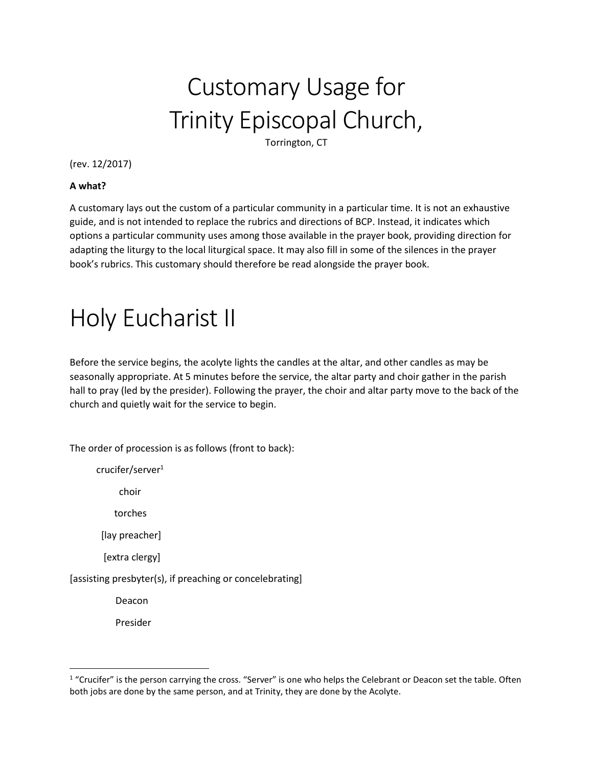# Customary Usage for Trinity Episcopal Church,

Torrington, CT

(rev. 12/2017)

**A what?**

A customary lays out the custom of a particular community in a particular time. It is not an exhaustive guide, and is not intended to replace the rubrics and directions of BCP. Instead, it indicates which options a particular community uses among those available in the prayer book, providing direction for adapting the liturgy to the local liturgical space. It may also fill in some of the silences in the prayer book's rubrics. This customary should therefore be read alongside the prayer book.

# Holy Eucharist II

Before the service begins, the acolyte lights the candles at the altar, and other candles as may be seasonally appropriate. At 5 minutes before the service, the altar party and choir gather in the parish hall to pray (led by the presider). Following the prayer, the choir and altar party move to the back of the church and quietly wait for the service to begin.

The order of procession is as follows (front to back):

crucifer/server[1]

choir

torches

[lay preacher]

[extra clergy]

[assisting presbyter(s), if preaching or concelebrating]

Deacon

Presider

---

[1] "Crucifer" is the person carrying the cross. "Server" is one who helps the Celebrant or Deacon set the table. Often both jobs are done by the same person, and at Trinity, they are done by the Acolyte.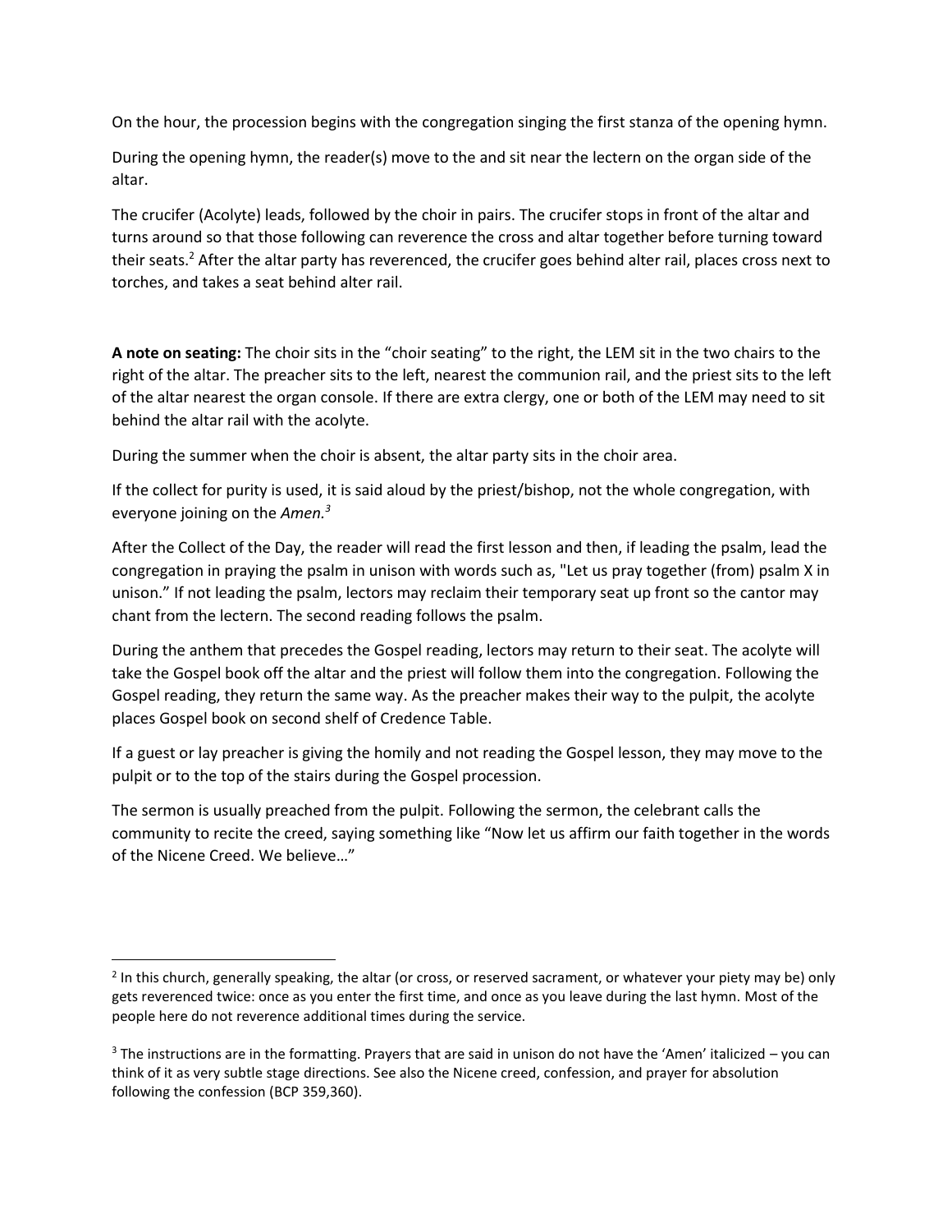On the hour, the procession begins with the congregation singing the first stanza of the opening hymn.

During the opening hymn, the reader(s) move to the and sit near the lectern on the organ side of the altar.

The crucifer (Acolyte) leads, followed by the choir in pairs. The crucifer stops in front of the altar and turns around so that those following can reverence the cross and altar together before turning toward their seats.[2] After the altar party has reverenced, the crucifer goes behind alter rail, places cross next to torches, and takes a seat behind alter rail.

**A note on seating:** The choir sits in the "choir seating" to the right, the LEM sit in the two chairs to the right of the altar. The preacher sits to the left, nearest the communion rail, and the priest sits to the left of the altar nearest the organ console. If there are extra clergy, one or both of the LEM may need to sit behind the altar rail with the acolyte.

During the summer when the choir is absent, the altar party sits in the choir area.

If the collect for purity is used, it is said aloud by the priest/bishop, not the whole congregation, with everyone joining on the *Amen.*[3]

After the Collect of the Day, the reader will read the first lesson and then, if leading the psalm, lead the congregation in praying the psalm in unison with words such as, "Let us pray together (from) psalm X in unison." If not leading the psalm, lectors may reclaim their temporary seat up front so the cantor may chant from the lectern. The second reading follows the psalm.

During the anthem that precedes the Gospel reading, lectors may return to their seat. The acolyte will take the Gospel book off the altar and the priest will follow them into the congregation. Following the Gospel reading, they return the same way. As the preacher makes their way to the pulpit, the acolyte places Gospel book on second shelf of Credence Table.

If a guest or lay preacher is giving the homily and not reading the Gospel lesson, they may move to the pulpit or to the top of the stairs during the Gospel procession.

The sermon is usually preached from the pulpit. Following the sermon, the celebrant calls the community to recite the creed, saying something like "Now let us affirm our faith together in the words of the Nicene Creed. We believe…"

---

[2] In this church, generally speaking, the altar (or cross, or reserved sacrament, or whatever your piety may be) only gets reverenced twice: once as you enter the first time, and once as you leave during the last hymn. Most of the people here do not reverence additional times during the service.

[3] The instructions are in the formatting. Prayers that are said in unison do not have the 'Amen' italicized – you can think of it as very subtle stage directions. See also the Nicene creed, confession, and prayer for absolution following the confession (BCP 359,360).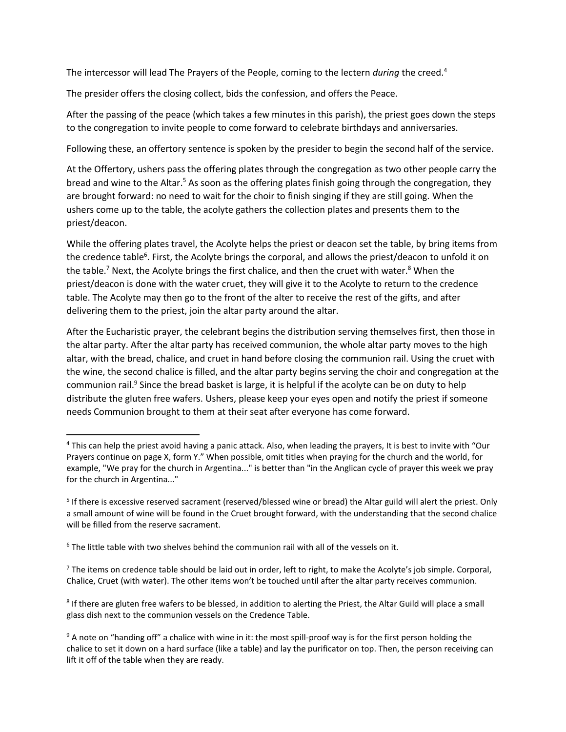The intercessor will lead The Prayers of the People, coming to the lectern *during* the creed.[4]

The presider offers the closing collect, bids the confession, and offers the Peace.

After the passing of the peace (which takes a few minutes in this parish), the priest goes down the steps to the congregation to invite people to come forward to celebrate birthdays and anniversaries.

Following these, an offertory sentence is spoken by the presider to begin the second half of the service.

At the Offertory, ushers pass the offering plates through the congregation as two other people carry the bread and wine to the Altar.[5] As soon as the offering plates finish going through the congregation, they are brought forward: no need to wait for the choir to finish singing if they are still going. When the ushers come up to the table, the acolyte gathers the collection plates and presents them to the priest/deacon.

While the offering plates travel, the Acolyte helps the priest or deacon set the table, by bring items from the credence table[6]. First, the Acolyte brings the corporal, and allows the priest/deacon to unfold it on the table.[7] Next, the Acolyte brings the first chalice, and then the cruet with water.[8] When the priest/deacon is done with the water cruet, they will give it to the Acolyte to return to the credence table. The Acolyte may then go to the front of the alter to receive the rest of the gifts, and after delivering them to the priest, join the altar party around the altar.

After the Eucharistic prayer, the celebrant begins the distribution serving themselves first, then those in the altar party. After the altar party has received communion, the whole altar party moves to the high altar, with the bread, chalice, and cruet in hand before closing the communion rail. Using the cruet with the wine, the second chalice is filled, and the altar party begins serving the choir and congregation at the communion rail.[9] Since the bread basket is large, it is helpful if the acolyte can be on duty to help distribute the gluten free wafers. Ushers, please keep your eyes open and notify the priest if someone needs Communion brought to them at their seat after everyone has come forward.

---

[4] This can help the priest avoid having a panic attack. Also, when leading the prayers, It is best to invite with "Our Prayers continue on page X, form Y." When possible, omit titles when praying for the church and the world, for example, "We pray for the church in Argentina..." is better than "in the Anglican cycle of prayer this week we pray for the church in Argentina..."

[5] If there is excessive reserved sacrament (reserved/blessed wine or bread) the Altar guild will alert the priest. Only a small amount of wine will be found in the Cruet brought forward, with the understanding that the second chalice will be filled from the reserve sacrament.

[6] The little table with two shelves behind the communion rail with all of the vessels on it.

[7] The items on credence table should be laid out in order, left to right, to make the Acolyte's job simple. Corporal, Chalice, Cruet (with water). The other items won't be touched until after the altar party receives communion.

[8] If there are gluten free wafers to be blessed, in addition to alerting the Priest, the Altar Guild will place a small glass dish next to the communion vessels on the Credence Table.

[9] A note on "handing off" a chalice with wine in it: the most spill-proof way is for the first person holding the chalice to set it down on a hard surface (like a table) and lay the purificator on top. Then, the person receiving can lift it off of the table when they are ready.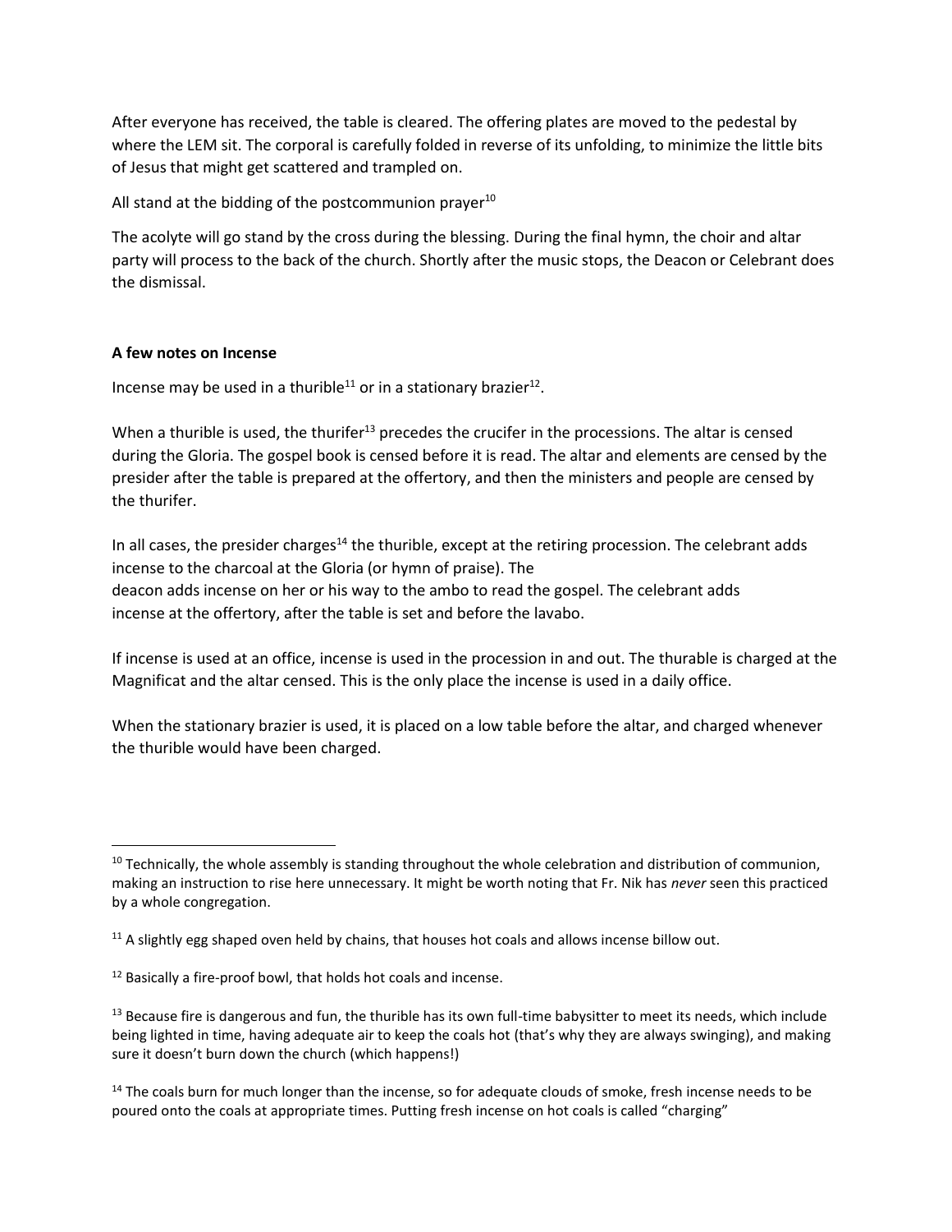After everyone has received, the table is cleared. The offering plates are moved to the pedestal by where the LEM sit. The corporal is carefully folded in reverse of its unfolding, to minimize the little bits of Jesus that might get scattered and trampled on.

All stand at the bidding of the postcommunion prayer[10]

The acolyte will go stand by the cross during the blessing. During the final hymn, the choir and altar party will process to the back of the church. Shortly after the music stops, the Deacon or Celebrant does the dismissal.

**A few notes on Incense**

Incense may be used in a thurible[11] or in a stationary brazier[12].

When a thurible is used, the thurifer[13] precedes the crucifer in the processions. The altar is censed during the Gloria. The gospel book is censed before it is read. The altar and elements are censed by the presider after the table is prepared at the offertory, and then the ministers and people are censed by the thurifer.

In all cases, the presider charges[14] the thurible, except at the retiring procession. The celebrant adds incense to the charcoal at the Gloria (or hymn of praise). The deacon adds incense on her or his way to the ambo to read the gospel. The celebrant adds incense at the offertory, after the table is set and before the lavabo.

If incense is used at an office, incense is used in the procession in and out. The thurable is charged at the Magnificat and the altar censed. This is the only place the incense is used in a daily office.

When the stationary brazier is used, it is placed on a low table before the altar, and charged whenever the thurible would have been charged.

---

[10] Technically, the whole assembly is standing throughout the whole celebration and distribution of communion, making an instruction to rise here unnecessary. It might be worth noting that Fr. Nik has *never* seen this practiced by a whole congregation.

[11] A slightly egg shaped oven held by chains, that houses hot coals and allows incense billow out.

[12] Basically a fire-proof bowl, that holds hot coals and incense.

[13] Because fire is dangerous and fun, the thurible has its own full-time babysitter to meet its needs, which include being lighted in time, having adequate air to keep the coals hot (that's why they are always swinging), and making sure it doesn't burn down the church (which happens!)

[14] The coals burn for much longer than the incense, so for adequate clouds of smoke, fresh incense needs to be poured onto the coals at appropriate times. Putting fresh incense on hot coals is called "charging"